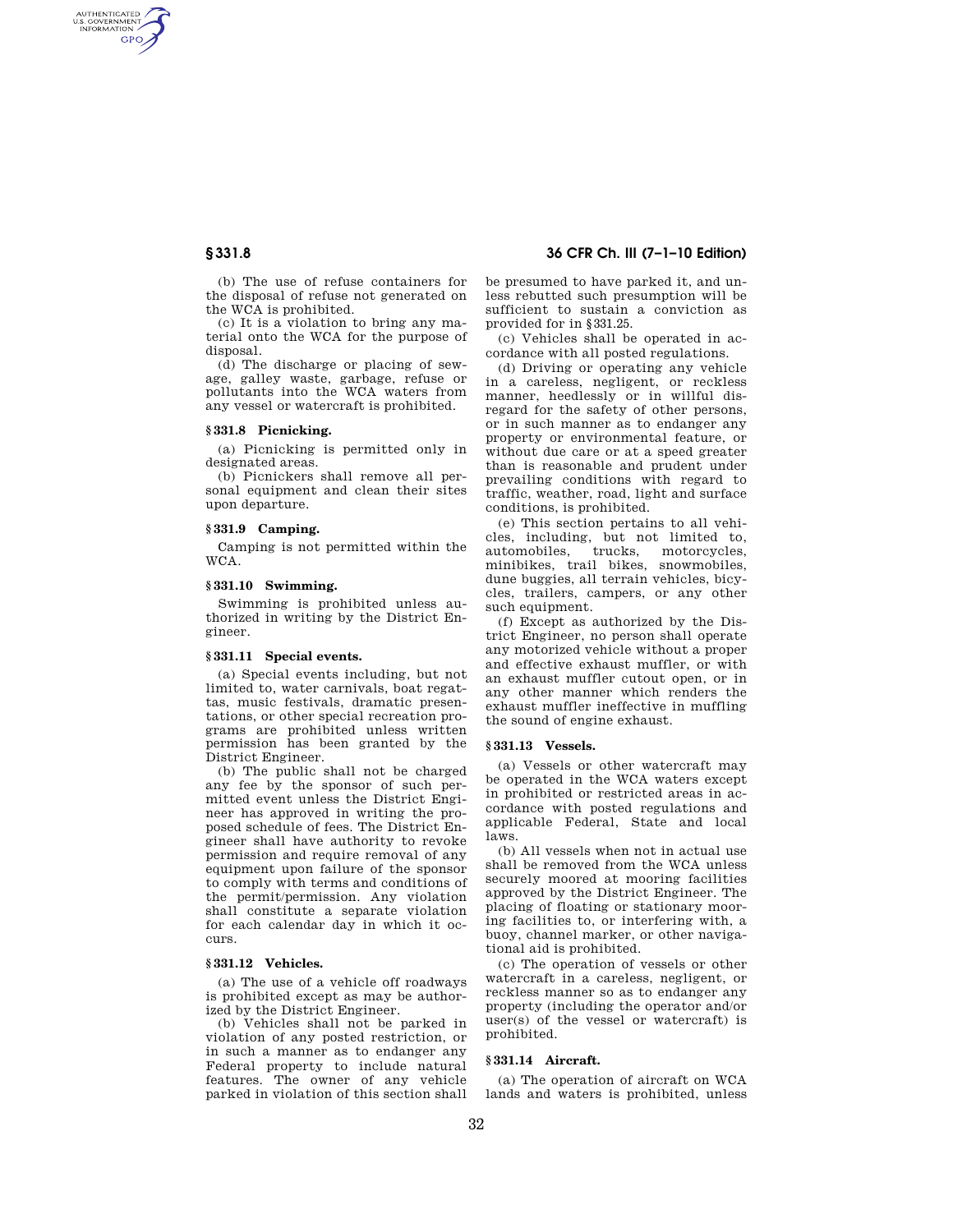(b) The use of refuse containers for the disposal of refuse not generated on the WCA is prohibited.

(c) It is a violation to bring any material onto the WCA for the purpose of disposal.

(d) The discharge or placing of sewage, galley waste, garbage, refuse or pollutants into the WCA waters from any vessel or watercraft is prohibited.

### § 331.8 Picnicking.

(a) Picnicking is permitted only in designated areas.

(b) Picnickers shall remove all personal equipment and clean their sites upon departure.

### § 331.9 Camping.

Camping is not permitted within the WCA.

### § 331.10 Swimming.

Swimming is prohibited unless authorized in writing by the District Engineer.

### § 331.11 Special events.

(a) Special events including, but not limited to, water carnivals, boat regattas, music festivals, dramatic presentations, or other special recreation programs are prohibited unless written permission has been granted by the District Engineer.

(b) The public shall not be charged any fee by the sponsor of such permitted event unless the District Engineer has approved in writing the proposed schedule of fees. The District Engineer shall have authority to revoke permission and require removal of any equipment upon failure of the sponsor to comply with terms and conditions of the permit/permission. Any violation shall constitute a separate violation for each calendar day in which it occurs.

### § 331.12 Vehicles.

(a) The use of a vehicle off roadways is prohibited except as may be authorized by the District Engineer.

(b) Vehicles shall not be parked in violation of any posted restriction, or in such a manner as to endanger any Federal property to include natural features. The owner of any vehicle parked in violation of this section shall be presumed to have parked it, and unless rebutted such presumption will be sufficient to sustain a conviction as provided for in § 331.25.

(c) Vehicles shall be operated in accordance with all posted regulations.

(d) Driving or operating any vehicle in a careless, negligent, or reckless manner, heedlessly or in willful disregard for the safety of other persons, or in such manner as to endanger any property or environmental feature, or without due care or at a speed greater than is reasonable and prudent under prevailing conditions with regard to traffic, weather, road, light and surface conditions, is prohibited.

(e) This section pertains to all vehicles, including, but not limited to, automobiles, trucks, motorcycles, minibikes, trail bikes, snowmobiles, dune buggies, all terrain vehicles, bicycles, trailers, campers, or any other such equipment.

(f) Except as authorized by the District Engineer, no person shall operate any motorized vehicle without a proper and effective exhaust muffler, or with an exhaust muffler cutout open, or in any other manner which renders the exhaust muffler ineffective in muffling the sound of engine exhaust.

### § 331.13 Vessels.

(a) Vessels or other watercraft may be operated in the WCA waters except in prohibited or restricted areas in accordance with posted regulations and applicable Federal, State and local laws.

(b) All vessels when not in actual use shall be removed from the WCA unless securely moored at mooring facilities approved by the District Engineer. The placing of floating or stationary mooring facilities to, or interfering with, a buoy, channel marker, or other navigational aid is prohibited.

(c) The operation of vessels or other watercraft in a careless, negligent, or reckless manner so as to endanger any property (including the operator and/or user(s) of the vessel or watercraft) is prohibited.

### § 331.14 Aircraft.

(a) The operation of aircraft on WCA lands and waters is prohibited, unless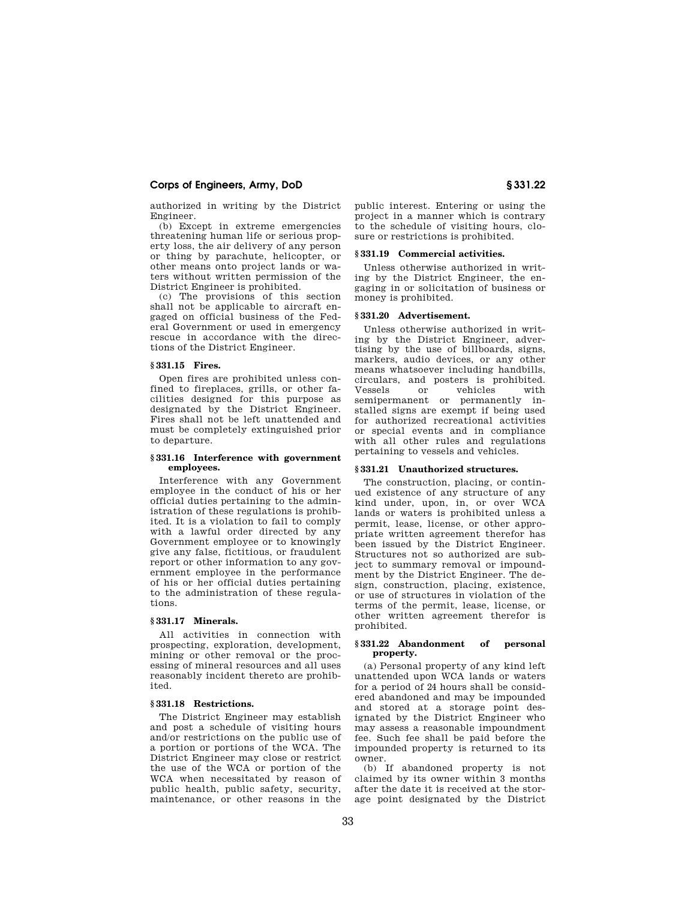authorized in writing by the District Engineer.

(b) Except in extreme emergencies threatening human life or serious property loss, the air delivery of any person or thing by parachute, helicopter, or other means onto project lands or waters without written permission of the District Engineer is prohibited.

(c) The provisions of this section shall not be applicable to aircraft engaged on official business of the Federal Government or used in emergency rescue in accordance with the directions of the District Engineer.

**§ 331.15 Fires.**

Open fires are prohibited unless confined to fireplaces, grills, or other facilities designed for this purpose as designated by the District Engineer. Fires shall not be left unattended and must be completely extinguished prior to departure.

**§ 331.16 Interference with government employees.**

Interference with any Government employee in the conduct of his or her official duties pertaining to the administration of these regulations is prohibited. It is a violation to fail to comply with a lawful order directed by any Government employee or to knowingly give any false, fictitious, or fraudulent report or other information to any government employee in the performance of his or her official duties pertaining to the administration of these regulations.

**§ 331.17 Minerals.**

All activities in connection with prospecting, exploration, development, mining or other removal or the processing of mineral resources and all uses reasonably incident thereto are prohibited.

**§ 331.18 Restrictions.**

The District Engineer may establish and post a schedule of visiting hours and/or restrictions on the public use of a portion or portions of the WCA. The District Engineer may close or restrict the use of the WCA or portion of the WCA when necessitated by reason of public health, public safety, security, maintenance, or other reasons in the public interest. Entering or using the project in a manner which is contrary to the schedule of visiting hours, closure or restrictions is prohibited.

**§ 331.19 Commercial activities.**

Unless otherwise authorized in writing by the District Engineer, the engaging in or solicitation of business or money is prohibited.

**§ 331.20 Advertisement.**

Unless otherwise authorized in writing by the District Engineer, advertising by the use of billboards, signs, markers, audio devices, or any other means whatsoever including handbills, circulars, and posters is prohibited. Vessels or vehicles with semipermanent or permanently installed signs are exempt if being used for authorized recreational activities or special events and in compliance with all other rules and regulations pertaining to vessels and vehicles.

**§ 331.21 Unauthorized structures.**

The construction, placing, or continued existence of any structure of any kind under, upon, in, or over WCA lands or waters is prohibited unless a permit, lease, license, or other appropriate written agreement therefor has been issued by the District Engineer. Structures not so authorized are subject to summary removal or impoundment by the District Engineer. The design, construction, placing, existence, or use of structures in violation of the terms of the permit, lease, license, or other written agreement therefor is prohibited.

**§ 331.22 Abandonment of personal property.**

(a) Personal property of any kind left unattended upon WCA lands or waters for a period of 24 hours shall be considered abandoned and may be impounded and stored at a storage point designated by the District Engineer who may assess a reasonable impoundment fee. Such fee shall be paid before the impounded property is returned to its owner.

(b) If abandoned property is not claimed by its owner within 3 months after the date it is received at the storage point designated by the District